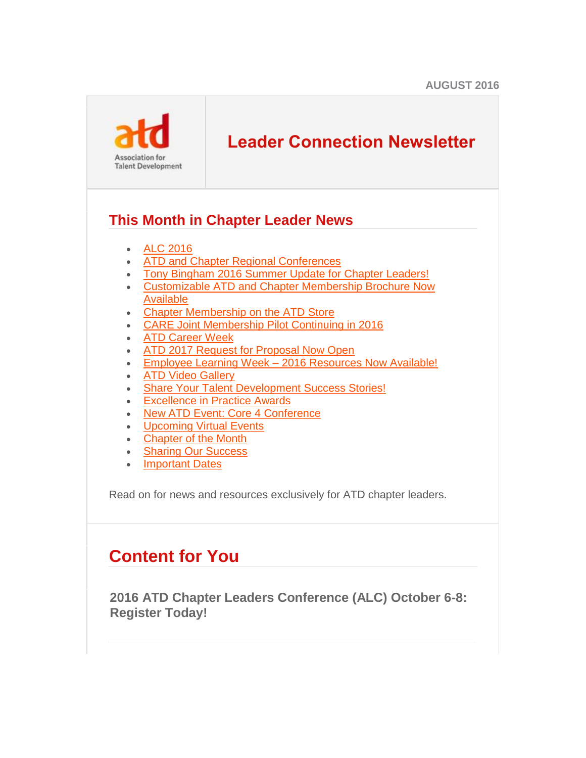AUGUST 2016

Association for Talent Development

# Leader Connection Newsletter

## This Month in Chapter Leader News

- ALC 2016
- ATD and Chapter Regional Conferences
- Tony Bingham 2016 Summer Update for Chapter Leaders!
- Customizable ATD and Chapter Membership Brochure Now Available
- Chapter Membership on the ATD Store
- CARE Joint Membership Pilot Continuing in 2016
- ATD Career Week
- ATD 2017 Request for Proposal Now Open
- Employee Learning Week – 2016 Resources Now Available!
- ATD Video Gallery
- Share Your Talent Development Success Stories!
- Excellence in Practice Awards
- New ATD Event: Core 4 Conference
- Upcoming Virtual Events
- Chapter of the Month
- Sharing Our Success
- Important Dates

Read on for news and resources exclusively for ATD chapter leaders.

## Content for You

### 2016 ATD Chapter Leaders Conference (ALC) October 6-8: Register Today!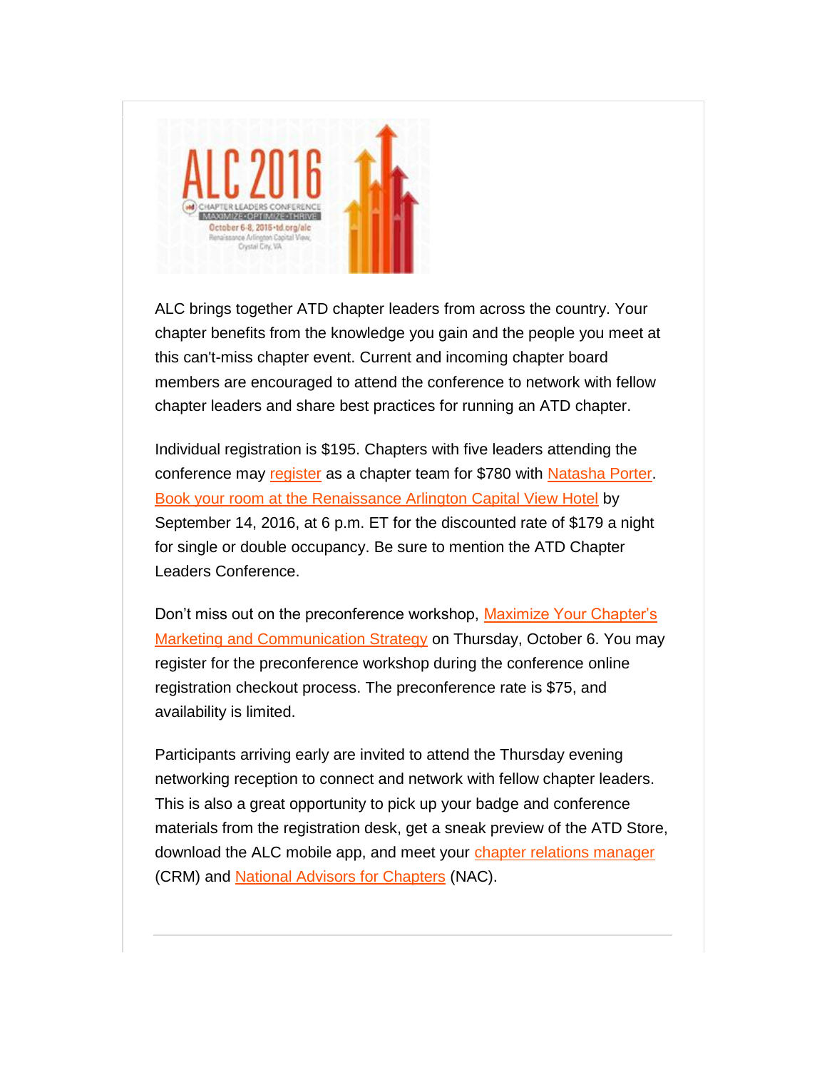ALC brings together ATD chapter leaders from across the country. Your chapter benefits from the knowledge you gain and the people you meet at this can't-miss chapter event. Current and incoming chapter board members are encouraged to attend the conference to network with fellow chapter leaders and share best practices for running an ATD chapter.

Individual registration is $195. Chapters with five leaders attending the conference may register as a chapter team for $780 with Natasha Porter. Book your room at the Renaissance Arlington Capital View Hotel by September 14, 2016, at 6 p.m. ET for the discounted rate of $179 a night for single or double occupancy. Be sure to mention the ATD Chapter Leaders Conference.

Don't miss out on the preconference workshop, Maximize Your Chapter's Marketing and Communication Strategy on Thursday, October 6. You may register for the preconference workshop during the conference online registration checkout process. The preconference rate is $75, and availability is limited.

Participants arriving early are invited to attend the Thursday evening networking reception to connect and network with fellow chapter leaders. This is also a great opportunity to pick up your badge and conference materials from the registration desk, get a sneak preview of the ATD Store, download the ALC mobile app, and meet your chapter relations manager (CRM) and National Advisors for Chapters (NAC).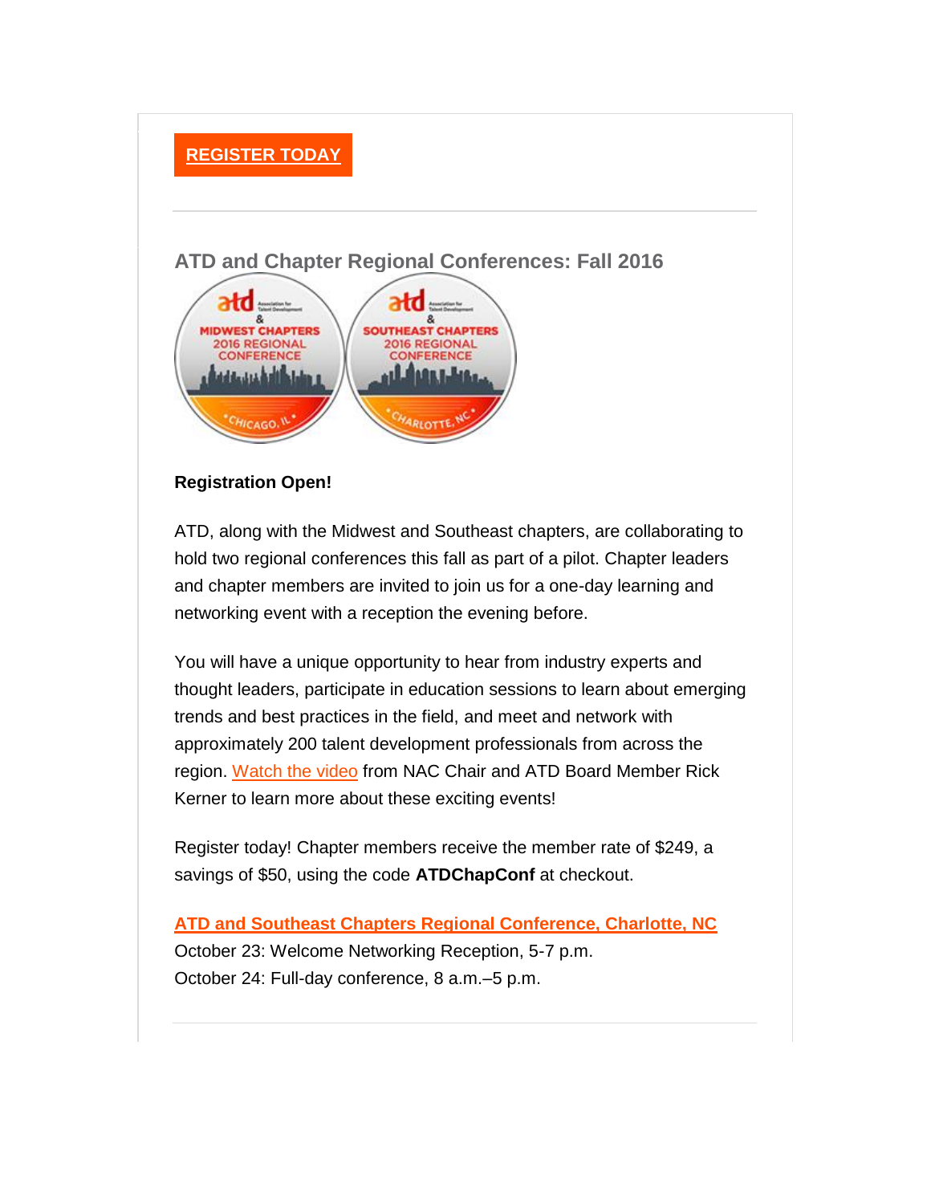**REGISTER TODAY**

---

## ATD and Chapter Regional Conferences: Fall 2016

**Registration Open!**

ATD, along with the Midwest and Southeast chapters, are collaborating to hold two regional conferences this fall as part of a pilot. Chapter leaders and chapter members are invited to join us for a one-day learning and networking event with a reception the evening before.

You will have a unique opportunity to hear from industry experts and thought leaders, participate in education sessions to learn about emerging trends and best practices in the field, and meet and network with approximately 200 talent development professionals from across the region. Watch the video from NAC Chair and ATD Board Member Rick Kerner to learn more about these exciting events!

Register today! Chapter members receive the member rate of $249, a savings of $50, using the code **ATDChapConf** at checkout.

**ATD and Southeast Chapters Regional Conference, Charlotte, NC**
October 23: Welcome Networking Reception, 5-7 p.m.
October 24: Full-day conference, 8 a.m.–5 p.m.

---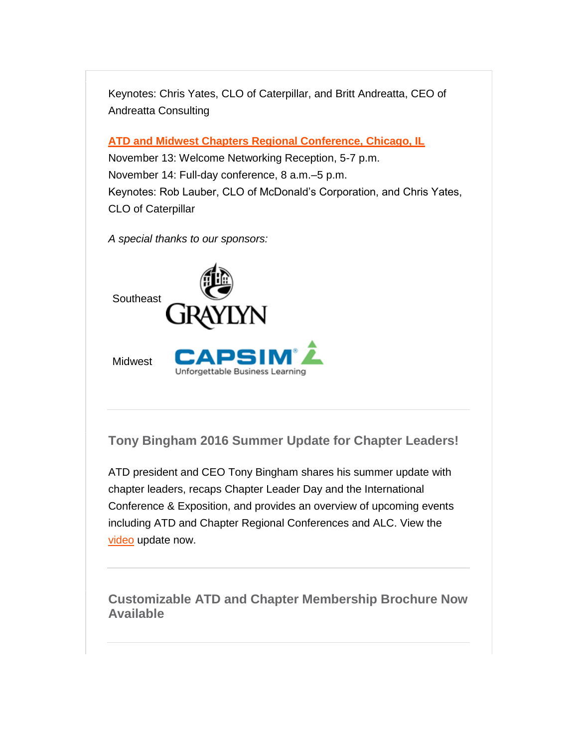Keynotes: Chris Yates, CLO of Caterpillar, and Britt Andreatta, CEO of Andreatta Consulting

**ATD and Midwest Chapters Regional Conference, Chicago, IL**
November 13: Welcome Networking Reception, 5-7 p.m.
November 14: Full-day conference, 8 a.m.–5 p.m.
Keynotes: Rob Lauber, CLO of McDonald's Corporation, and Chris Yates, CLO of Caterpillar

*A special thanks to our sponsors:*

Southeast GRAYLYN

Midwest CAPSIM Unforgettable Business Learning

---

## Tony Bingham 2016 Summer Update for Chapter Leaders!

ATD president and CEO Tony Bingham shares his summer update with chapter leaders, recaps Chapter Leader Day and the International Conference & Exposition, and provides an overview of upcoming events including ATD and Chapter Regional Conferences and ALC. View the video update now.

---

## Customizable ATD and Chapter Membership Brochure Now Available

---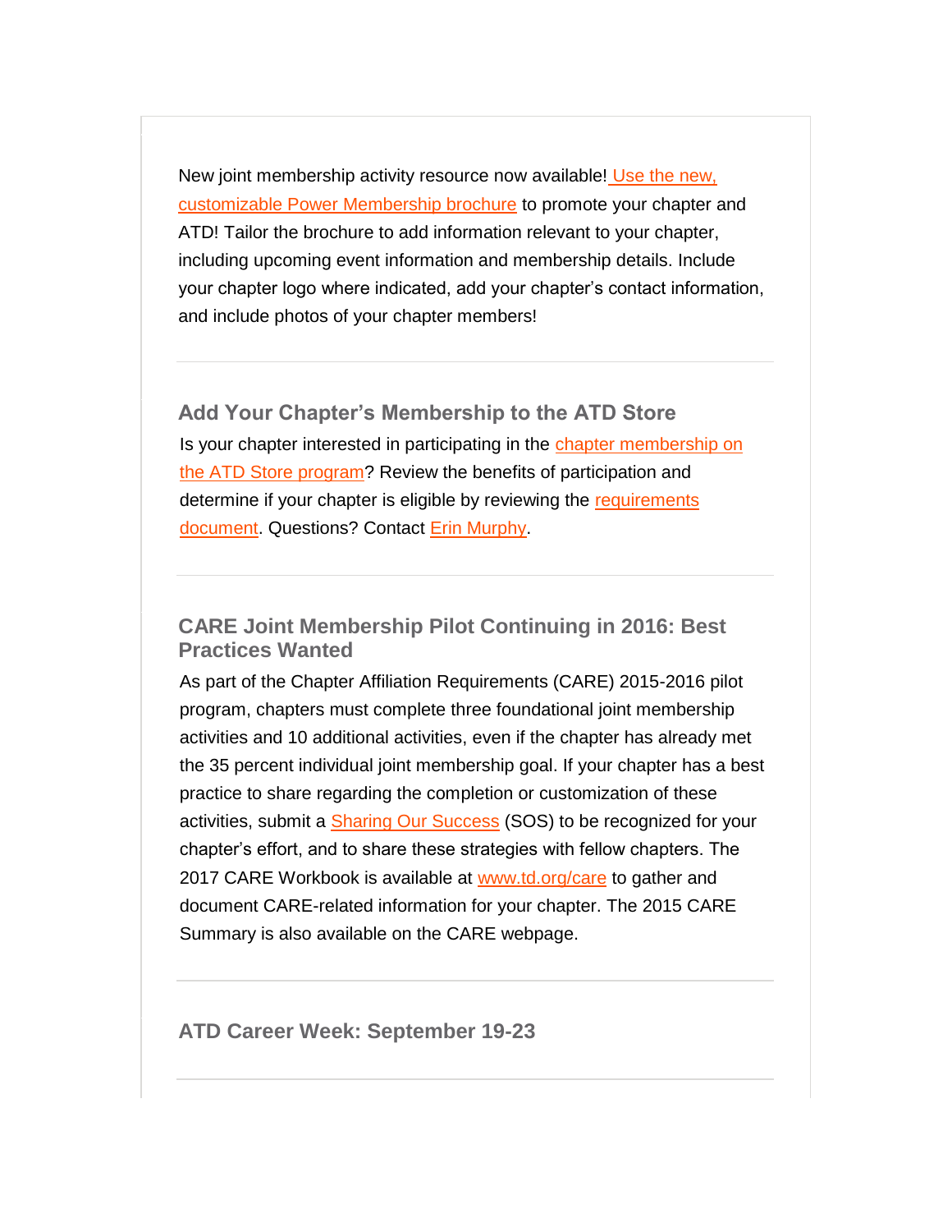New joint membership activity resource now available! Use the new, customizable Power Membership brochure to promote your chapter and ATD! Tailor the brochure to add information relevant to your chapter, including upcoming event information and membership details. Include your chapter logo where indicated, add your chapter's contact information, and include photos of your chapter members!

---

### Add Your Chapter's Membership to the ATD Store

Is your chapter interested in participating in the chapter membership on the ATD Store program? Review the benefits of participation and determine if your chapter is eligible by reviewing the requirements document. Questions? Contact Erin Murphy.

---

### CARE Joint Membership Pilot Continuing in 2016: Best Practices Wanted

As part of the Chapter Affiliation Requirements (CARE) 2015-2016 pilot program, chapters must complete three foundational joint membership activities and 10 additional activities, even if the chapter has already met the 35 percent individual joint membership goal. If your chapter has a best practice to share regarding the completion or customization of these activities, submit a Sharing Our Success (SOS) to be recognized for your chapter's effort, and to share these strategies with fellow chapters. The 2017 CARE Workbook is available at www.td.org/care to gather and document CARE-related information for your chapter. The 2015 CARE Summary is also available on the CARE webpage.

---

### ATD Career Week: September 19-23

---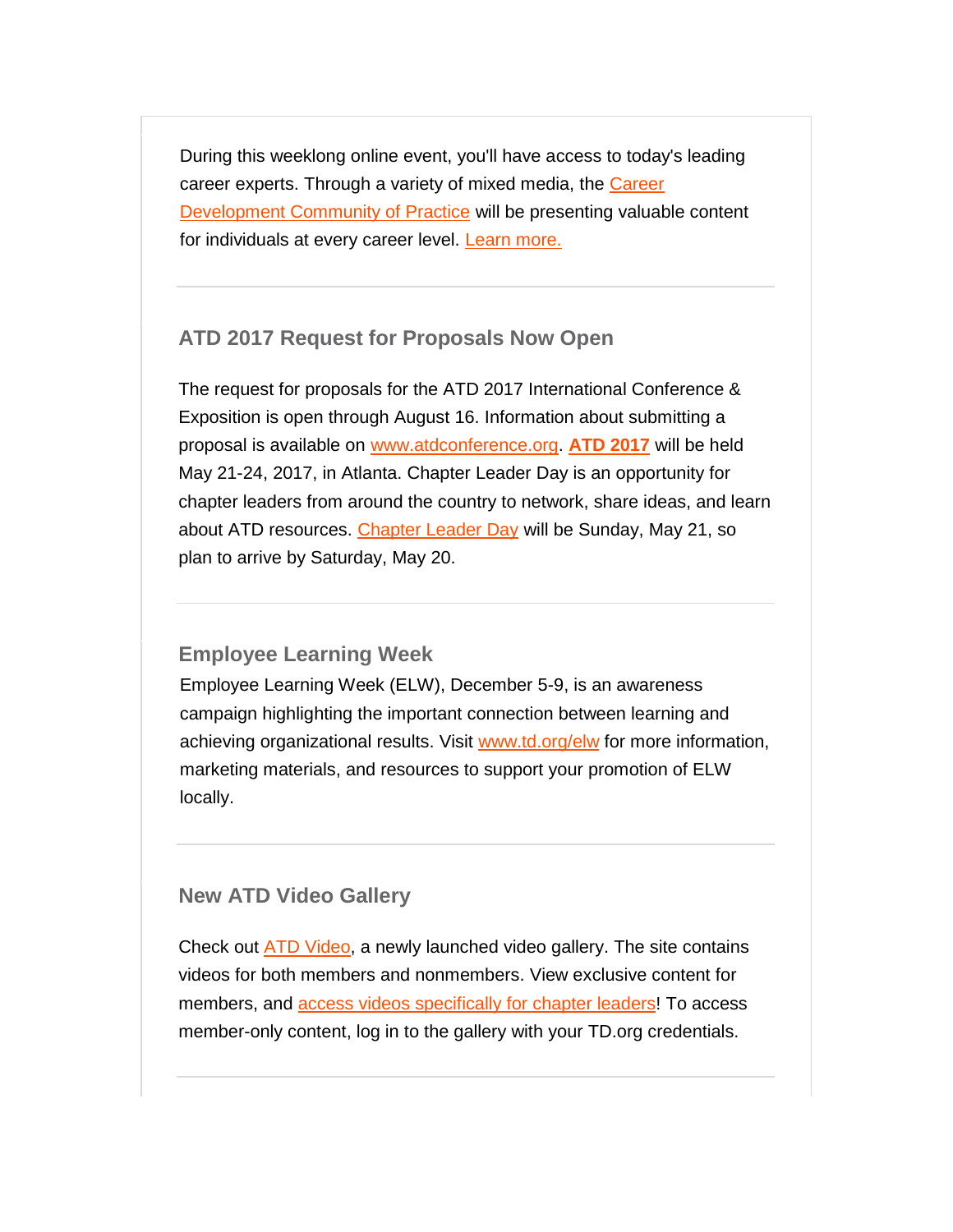During this weeklong online event, you'll have access to today's leading career experts. Through a variety of mixed media, the Career Development Community of Practice will be presenting valuable content for individuals at every career level. Learn more.

---

## ATD 2017 Request for Proposals Now Open

The request for proposals for the ATD 2017 International Conference & Exposition is open through August 16. Information about submitting a proposal is available on www.atdconference.org. **ATD 2017** will be held May 21-24, 2017, in Atlanta. Chapter Leader Day is an opportunity for chapter leaders from around the country to network, share ideas, and learn about ATD resources. Chapter Leader Day will be Sunday, May 21, so plan to arrive by Saturday, May 20.

---

## Employee Learning Week

Employee Learning Week (ELW), December 5-9, is an awareness campaign highlighting the important connection between learning and achieving organizational results. Visit www.td.org/elw for more information, marketing materials, and resources to support your promotion of ELW locally.

---

## New ATD Video Gallery

Check out ATD Video, a newly launched video gallery. The site contains videos for both members and nonmembers. View exclusive content for members, and access videos specifically for chapter leaders! To access member-only content, log in to the gallery with your TD.org credentials.

---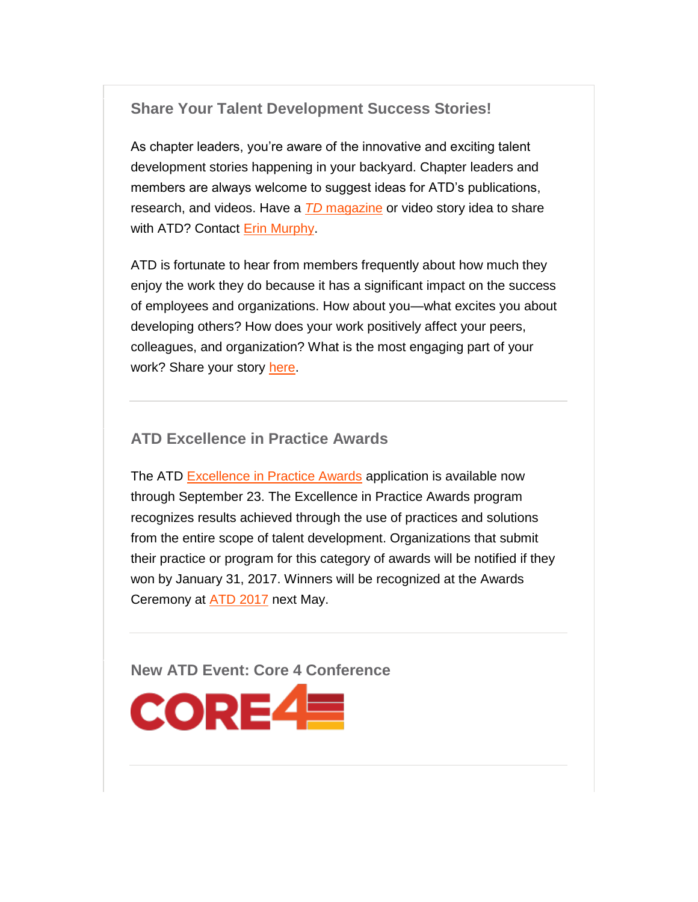### Share Your Talent Development Success Stories!

As chapter leaders, you're aware of the innovative and exciting talent development stories happening in your backyard. Chapter leaders and members are always welcome to suggest ideas for ATD's publications, research, and videos. Have a *TD* magazine or video story idea to share with ATD? Contact Erin Murphy.

ATD is fortunate to hear from members frequently about how much they enjoy the work they do because it has a significant impact on the success of employees and organizations. How about you—what excites you about developing others? How does your work positively affect your peers, colleagues, and organization? What is the most engaging part of your work? Share your story here.

---

### ATD Excellence in Practice Awards

The ATD Excellence in Practice Awards application is available now through September 23. The Excellence in Practice Awards program recognizes results achieved through the use of practices and solutions from the entire scope of talent development. Organizations that submit their practice or program for this category of awards will be notified if they won by January 31, 2017. Winners will be recognized at the Awards Ceremony at ATD 2017 next May.

---

### New ATD Event: Core 4 Conference

CORE4

---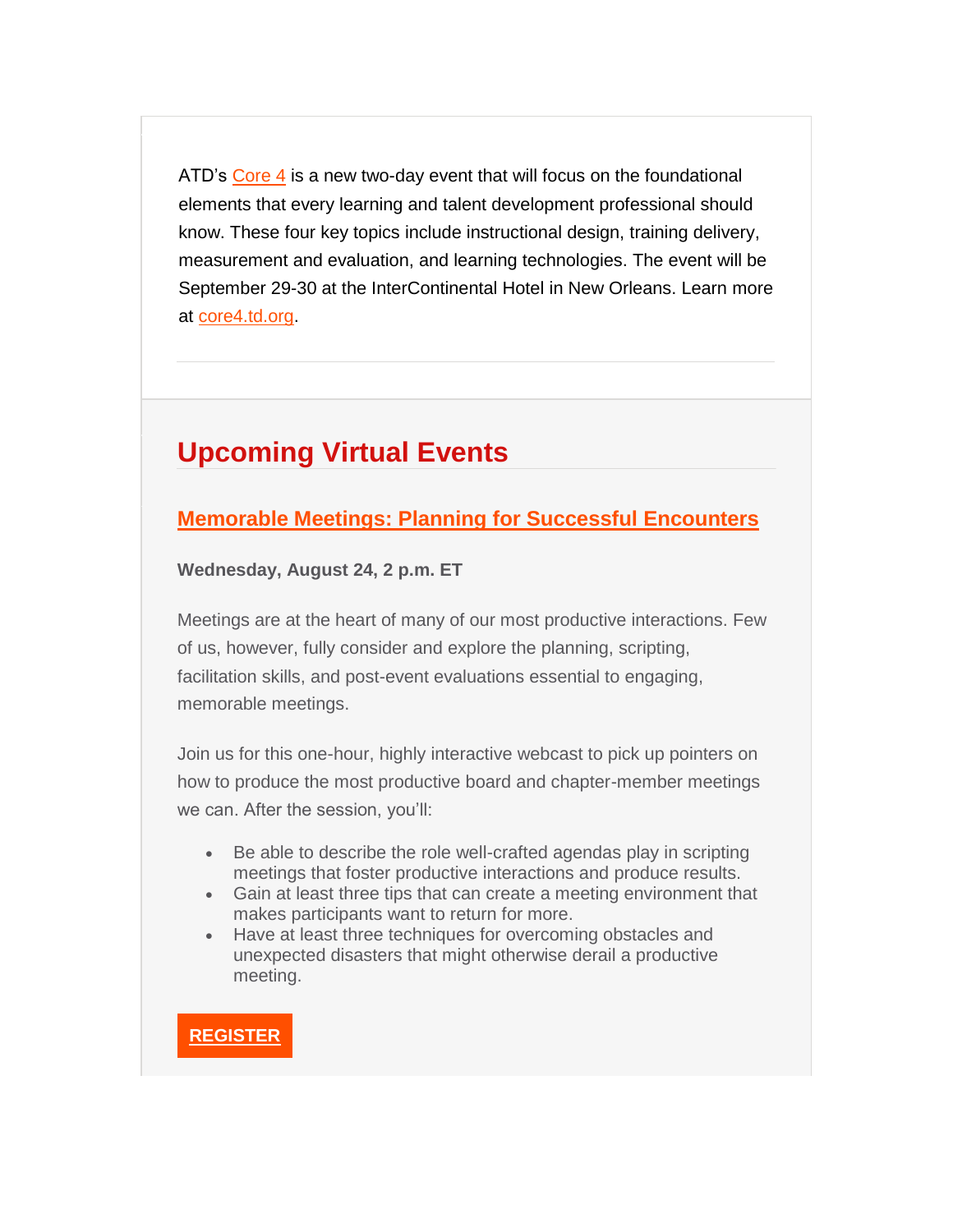ATD's Core 4 is a new two-day event that will focus on the foundational elements that every learning and talent development professional should know. These four key topics include instructional design, training delivery, measurement and evaluation, and learning technologies. The event will be September 29-30 at the InterContinental Hotel in New Orleans. Learn more at core4.td.org.

---

## Upcoming Virtual Events

### Memorable Meetings: Planning for Successful Encounters

**Wednesday, August 24, 2 p.m. ET**

Meetings are at the heart of many of our most productive interactions. Few of us, however, fully consider and explore the planning, scripting, facilitation skills, and post-event evaluations essential to engaging, memorable meetings.

Join us for this one-hour, highly interactive webcast to pick up pointers on how to produce the most productive board and chapter-member meetings we can. After the session, you'll:

- Be able to describe the role well-crafted agendas play in scripting meetings that foster productive interactions and produce results.
- Gain at least three tips that can create a meeting environment that makes participants want to return for more.
- Have at least three techniques for overcoming obstacles and unexpected disasters that might otherwise derail a productive meeting.

**REGISTER**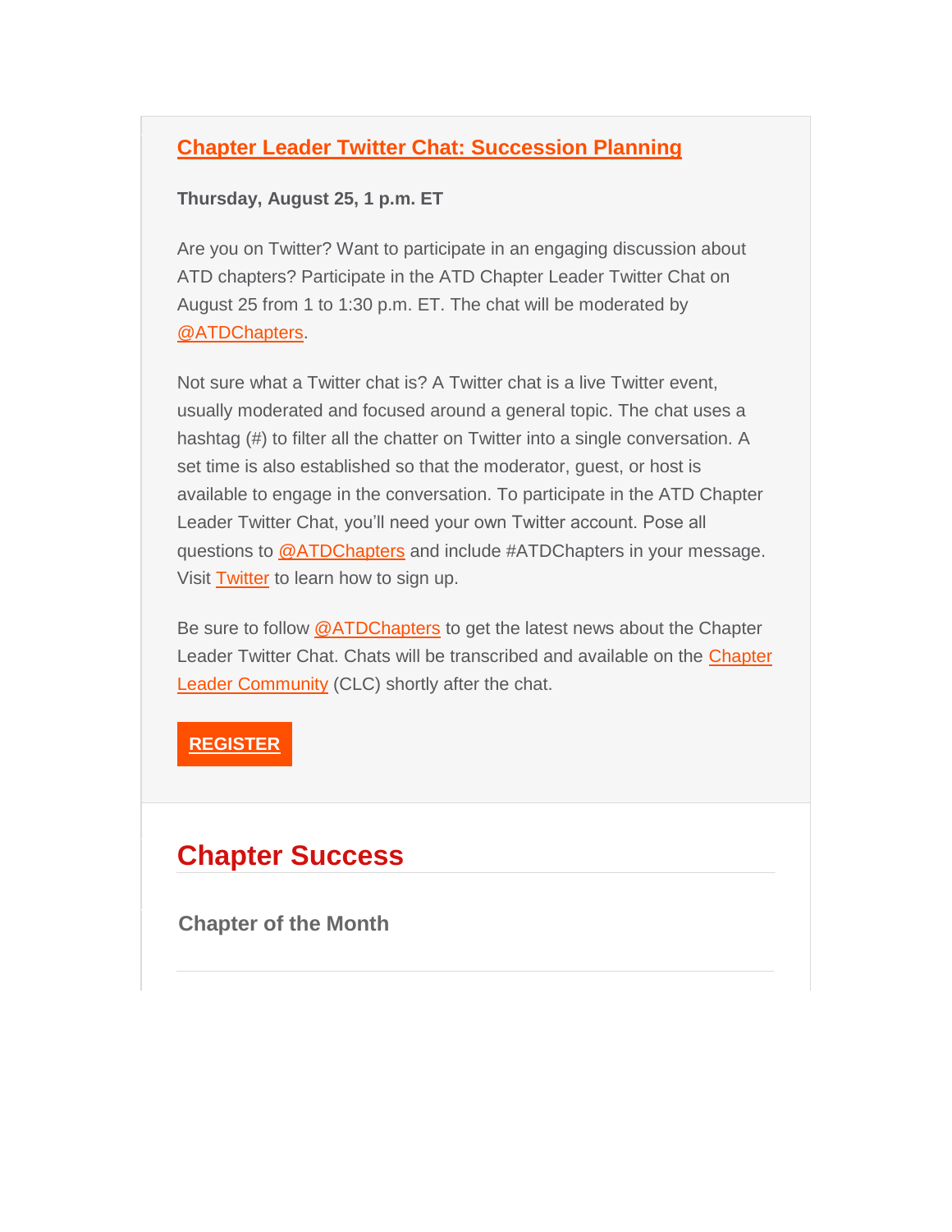## Chapter Leader Twitter Chat: Succession Planning

**Thursday, August 25, 1 p.m. ET**

Are you on Twitter? Want to participate in an engaging discussion about ATD chapters? Participate in the ATD Chapter Leader Twitter Chat on August 25 from 1 to 1:30 p.m. ET. The chat will be moderated by @ATDChapters.

Not sure what a Twitter chat is? A Twitter chat is a live Twitter event, usually moderated and focused around a general topic. The chat uses a hashtag (#) to filter all the chatter on Twitter into a single conversation. A set time is also established so that the moderator, guest, or host is available to engage in the conversation. To participate in the ATD Chapter Leader Twitter Chat, you'll need your own Twitter account. Pose all questions to @ATDChapters and include #ATDChapters in your message. Visit Twitter to learn how to sign up.

Be sure to follow @ATDChapters to get the latest news about the Chapter Leader Twitter Chat. Chats will be transcribed and available on the Chapter Leader Community (CLC) shortly after the chat.

**REGISTER**

# Chapter Success

### Chapter of the Month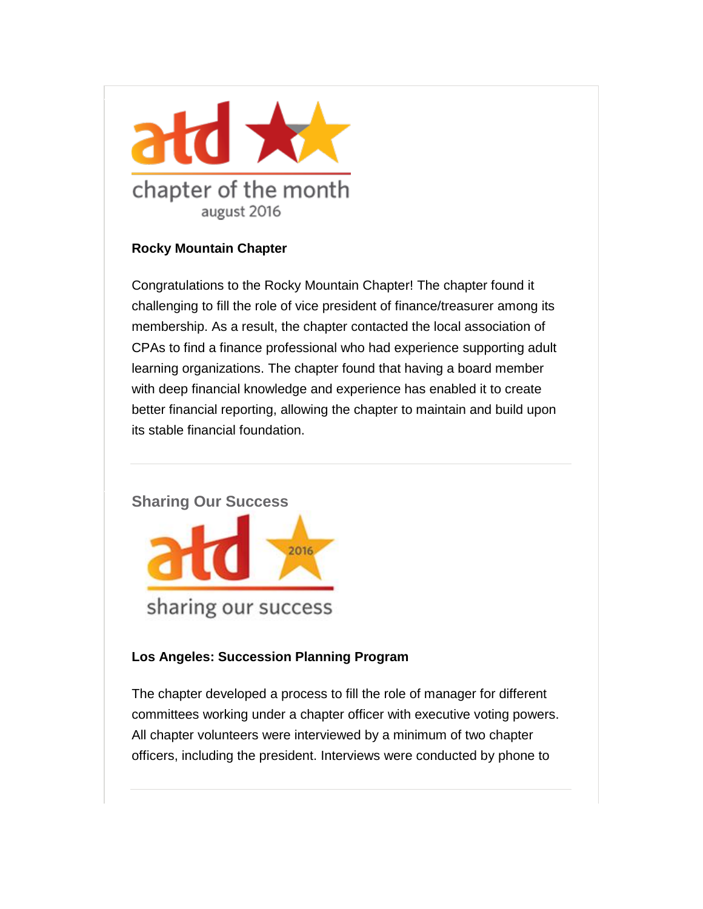atd chapter of the month august 2016

**Rocky Mountain Chapter**

Congratulations to the Rocky Mountain Chapter! The chapter found it challenging to fill the role of vice president of finance/treasurer among its membership. As a result, the chapter contacted the local association of CPAs to find a finance professional who had experience supporting adult learning organizations. The chapter found that having a board member with deep financial knowledge and experience has enabled it to create better financial reporting, allowing the chapter to maintain and build upon its stable financial foundation.

---

## Sharing Our Success

atd 2016 sharing our success

**Los Angeles: Succession Planning Program**

The chapter developed a process to fill the role of manager for different committees working under a chapter officer with executive voting powers. All chapter volunteers were interviewed by a minimum of two chapter officers, including the president. Interviews were conducted by phone to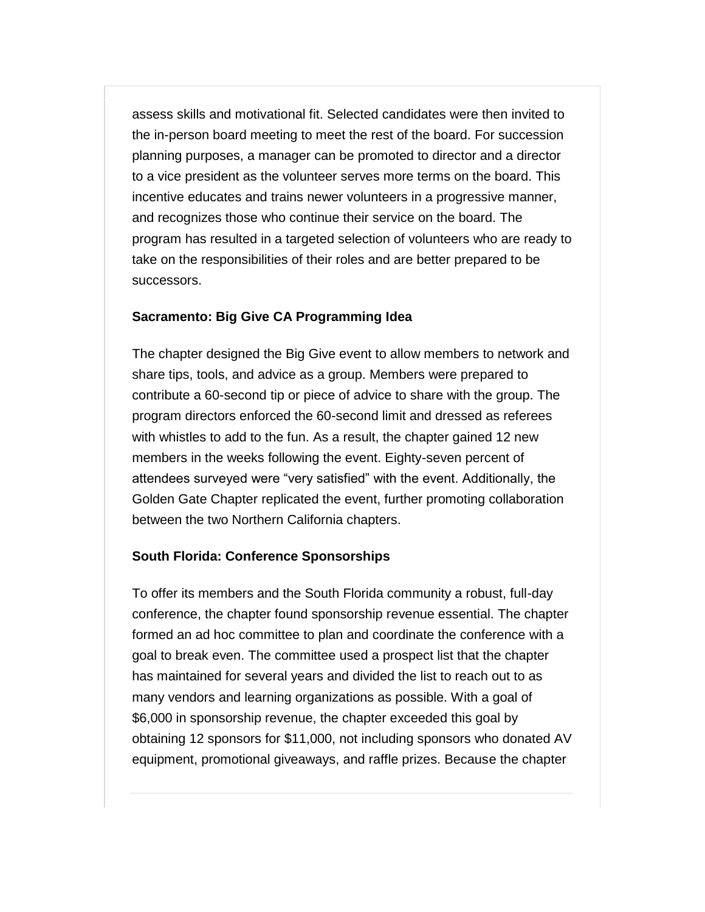assess skills and motivational fit. Selected candidates were then invited to the in-person board meeting to meet the rest of the board. For succession planning purposes, a manager can be promoted to director and a director to a vice president as the volunteer serves more terms on the board. This incentive educates and trains newer volunteers in a progressive manner, and recognizes those who continue their service on the board. The program has resulted in a targeted selection of volunteers who are ready to take on the responsibilities of their roles and are better prepared to be successors.

**Sacramento: Big Give CA Programming Idea**

The chapter designed the Big Give event to allow members to network and share tips, tools, and advice as a group. Members were prepared to contribute a 60-second tip or piece of advice to share with the group. The program directors enforced the 60-second limit and dressed as referees with whistles to add to the fun. As a result, the chapter gained 12 new members in the weeks following the event. Eighty-seven percent of attendees surveyed were "very satisfied" with the event. Additionally, the Golden Gate Chapter replicated the event, further promoting collaboration between the two Northern California chapters.

**South Florida: Conference Sponsorships**

To offer its members and the South Florida community a robust, full-day conference, the chapter found sponsorship revenue essential. The chapter formed an ad hoc committee to plan and coordinate the conference with a goal to break even. The committee used a prospect list that the chapter has maintained for several years and divided the list to reach out to as many vendors and learning organizations as possible. With a goal of $6,000 in sponsorship revenue, the chapter exceeded this goal by obtaining 12 sponsors for $11,000, not including sponsors who donated AV equipment, promotional giveaways, and raffle prizes. Because the chapter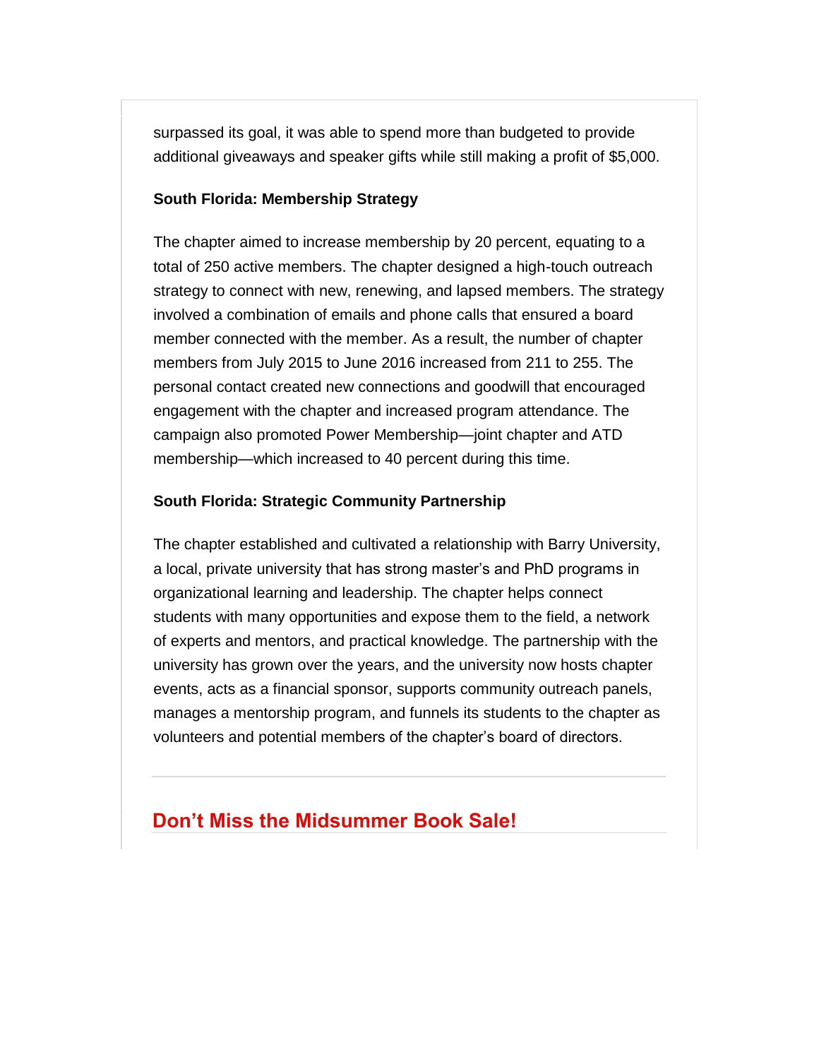surpassed its goal, it was able to spend more than budgeted to provide additional giveaways and speaker gifts while still making a profit of $5,000.

**South Florida: Membership Strategy**

The chapter aimed to increase membership by 20 percent, equating to a total of 250 active members. The chapter designed a high-touch outreach strategy to connect with new, renewing, and lapsed members. The strategy involved a combination of emails and phone calls that ensured a board member connected with the member. As a result, the number of chapter members from July 2015 to June 2016 increased from 211 to 255. The personal contact created new connections and goodwill that encouraged engagement with the chapter and increased program attendance. The campaign also promoted Power Membership—joint chapter and ATD membership—which increased to 40 percent during this time.

**South Florida: Strategic Community Partnership**

The chapter established and cultivated a relationship with Barry University, a local, private university that has strong master's and PhD programs in organizational learning and leadership. The chapter helps connect students with many opportunities and expose them to the field, a network of experts and mentors, and practical knowledge. The partnership with the university has grown over the years, and the university now hosts chapter events, acts as a financial sponsor, supports community outreach panels, manages a mentorship program, and funnels its students to the chapter as volunteers and potential members of the chapter's board of directors.

---

## Don't Miss the Midsummer Book Sale!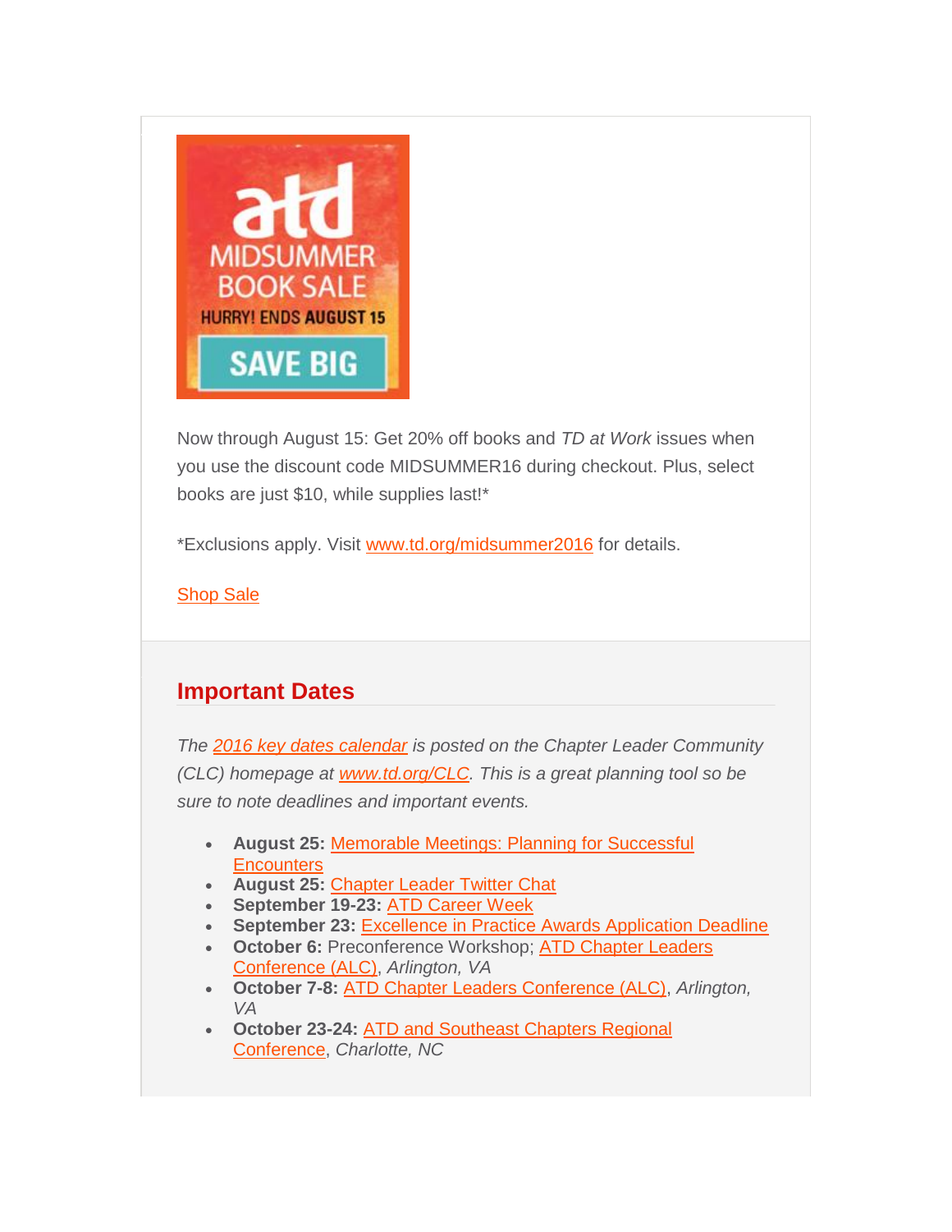atd MIDSUMMER BOOK SALE HURRY! ENDS AUGUST 15 SAVE BIG

Now through August 15: Get 20% off books and *TD at Work* issues when you use the discount code MIDSUMMER16 during checkout. Plus, select books are just $10, while supplies last!*

*Exclusions apply. Visit www.td.org/midsummer2016 for details.

Shop Sale

## Important Dates

*The 2016 key dates calendar is posted on the Chapter Leader Community (CLC) homepage at www.td.org/CLC. This is a great planning tool so be sure to note deadlines and important events.*

- **August 25:** Memorable Meetings: Planning for Successful Encounters
- **August 25:** Chapter Leader Twitter Chat
- **September 19-23:** ATD Career Week
- **September 23:** Excellence in Practice Awards Application Deadline
- **October 6:** Preconference Workshop; ATD Chapter Leaders Conference (ALC), *Arlington, VA*
- **October 7-8:** ATD Chapter Leaders Conference (ALC), *Arlington, VA*
- **October 23-24:** ATD and Southeast Chapters Regional Conference, *Charlotte, NC*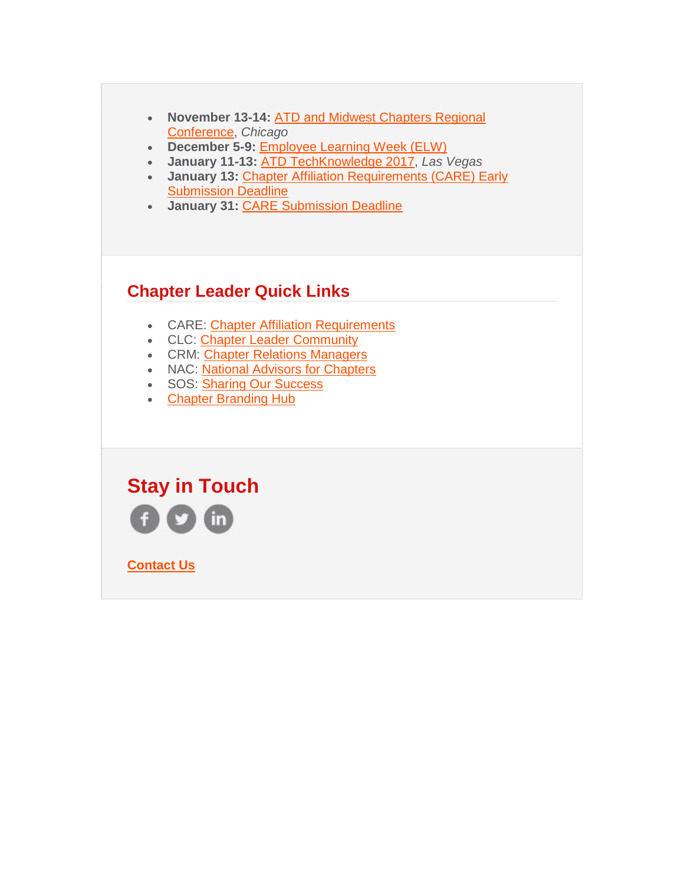- **November 13-14:** ATD and Midwest Chapters Regional Conference, *Chicago*
- **December 5-9:** Employee Learning Week (ELW)
- **January 11-13:** ATD TechKnowledge 2017, *Las Vegas*
- **January 13:** Chapter Affiliation Requirements (CARE) Early Submission Deadline
- **January 31:** CARE Submission Deadline

## Chapter Leader Quick Links

- CARE: Chapter Affiliation Requirements
- CLC: Chapter Leader Community
- CRM: Chapter Relations Managers
- NAC: National Advisors for Chapters
- SOS: Sharing Our Success
- Chapter Branding Hub

## Stay in Touch

**Contact Us**